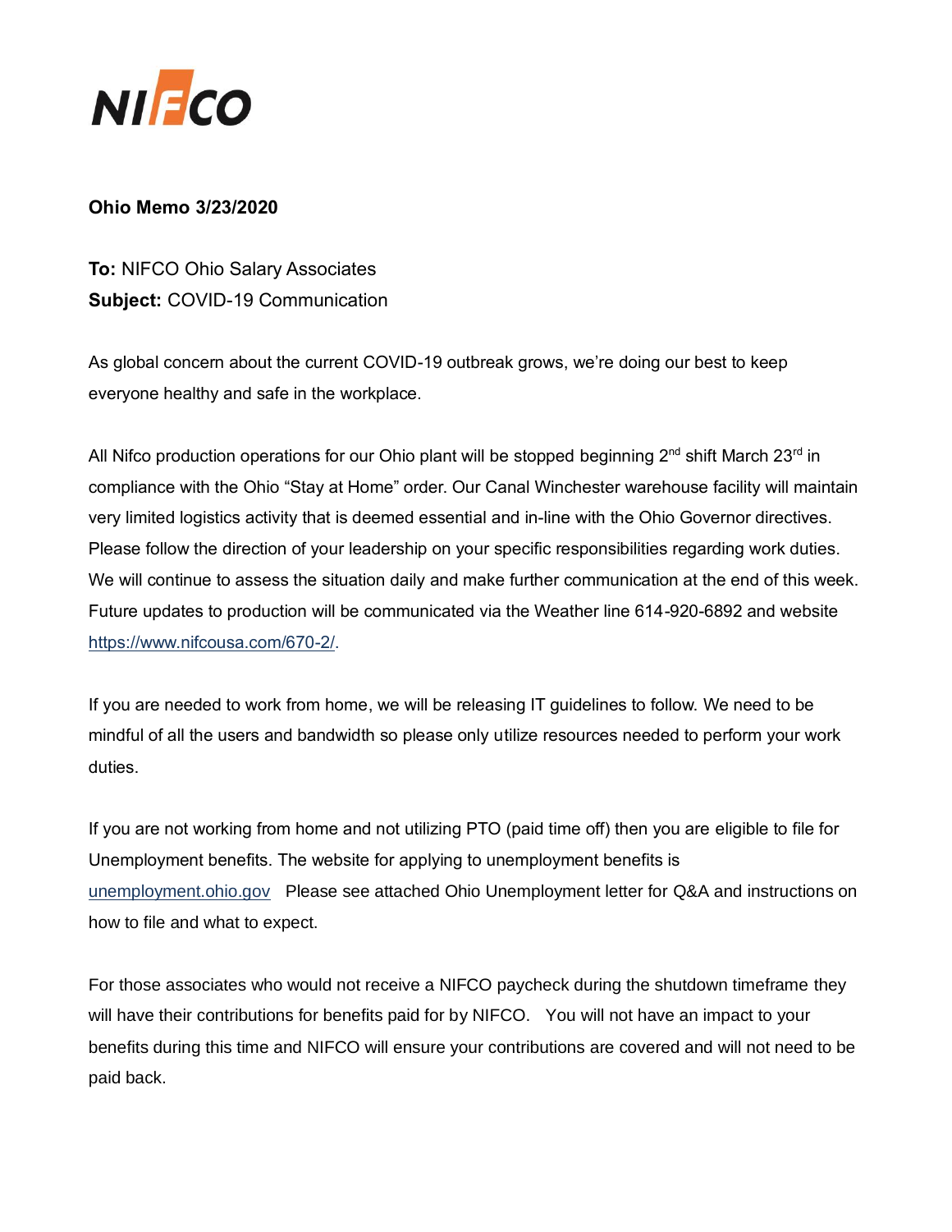NIFCO

**Ohio Memo 3/23/2020**

**To:** NIFCO Ohio Salary Associates
**Subject:** COVID-19 Communication

As global concern about the current COVID-19 outbreak grows, we're doing our best to keep everyone healthy and safe in the workplace.

All Nifco production operations for our Ohio plant will be stopped beginning 2nd shift March 23rd in compliance with the Ohio "Stay at Home" order. Our Canal Winchester warehouse facility will maintain very limited logistics activity that is deemed essential and in-line with the Ohio Governor directives. Please follow the direction of your leadership on your specific responsibilities regarding work duties. We will continue to assess the situation daily and make further communication at the end of this week. Future updates to production will be communicated via the Weather line 614-920-6892 and website https://www.nifcousa.com/670-2/.

If you are needed to work from home, we will be releasing IT guidelines to follow. We need to be mindful of all the users and bandwidth so please only utilize resources needed to perform your work duties.

If you are not working from home and not utilizing PTO (paid time off) then you are eligible to file for Unemployment benefits. The website for applying to unemployment benefits is unemployment.ohio.gov Please see attached Ohio Unemployment letter for Q&A and instructions on how to file and what to expect.

For those associates who would not receive a NIFCO paycheck during the shutdown timeframe they will have their contributions for benefits paid for by NIFCO. You will not have an impact to your benefits during this time and NIFCO will ensure your contributions are covered and will not need to be paid back.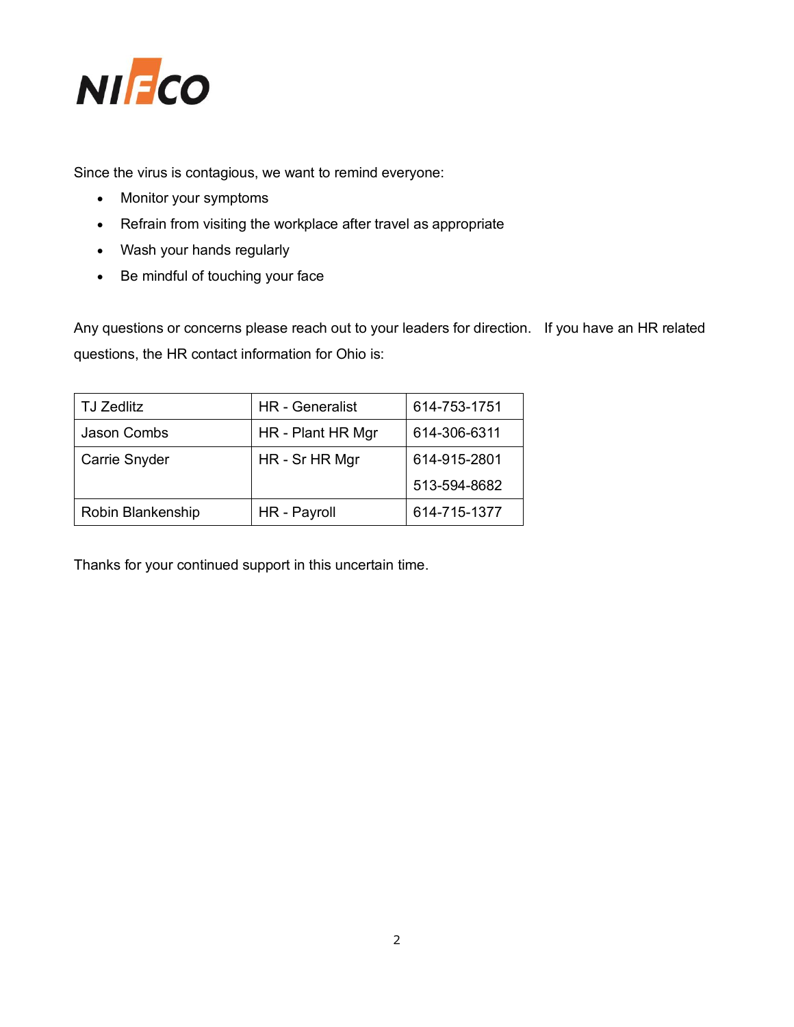NIFCO

Since the virus is contagious, we want to remind everyone:

- Monitor your symptoms
- Refrain from visiting the workplace after travel as appropriate
- Wash your hands regularly
- Be mindful of touching your face

Any questions or concerns please reach out to your leaders for direction.   If you have an HR related questions, the HR contact information for Ohio is:

| | | |
|---|---|---|
| TJ Zedlitz | HR - Generalist | 614-753-1751 |
| Jason Combs | HR - Plant HR Mgr | 614-306-6311 |
| Carrie Snyder | HR - Sr HR Mgr | 614-915-2801<br>513-594-8682 |
| Robin Blankenship | HR - Payroll | 614-715-1377 |

Thanks for your continued support in this uncertain time.